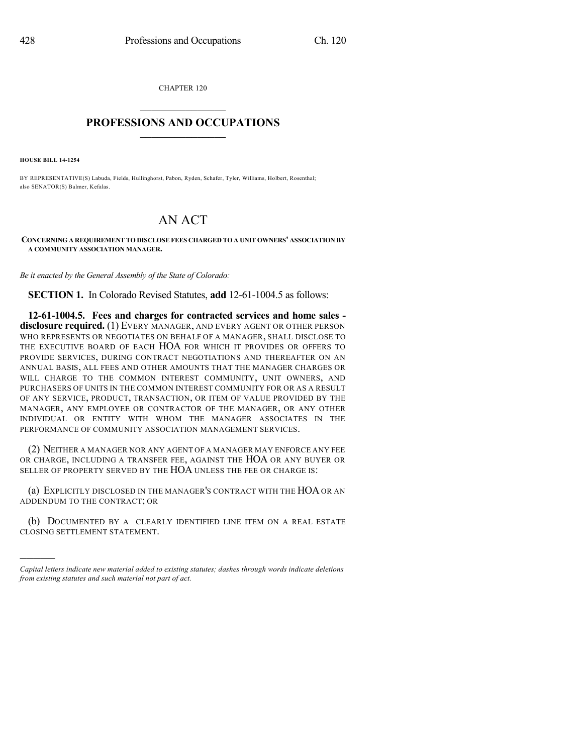CHAPTER 120

# PROFESSIONS AND OCCUPATIONS

**HOUSE BILL 14-1254**

BY REPRESENTATIVE(S) Labuda, Fields, Hullinghorst, Pabon, Ryden, Schafer, Tyler, Williams, Holbert, Rosenthal; also SENATOR(S) Balmer, Kefalas.

# AN ACT

**CONCERNING A REQUIREMENT TO DISCLOSE FEES CHARGED TO A UNIT OWNERS' ASSOCIATION BY A COMMUNITY ASSOCIATION MANAGER.**

*Be it enacted by the General Assembly of the State of Colorado:*

**SECTION 1.** In Colorado Revised Statutes, **add** 12-61-1004.5 as follows:

**12-61-1004.5. Fees and charges for contracted services and home sales - disclosure required.** (1) EVERY MANAGER, AND EVERY AGENT OR OTHER PERSON WHO REPRESENTS OR NEGOTIATES ON BEHALF OF A MANAGER, SHALL DISCLOSE TO THE EXECUTIVE BOARD OF EACH HOA FOR WHICH IT PROVIDES OR OFFERS TO PROVIDE SERVICES, DURING CONTRACT NEGOTIATIONS AND THEREAFTER ON AN ANNUAL BASIS, ALL FEES AND OTHER AMOUNTS THAT THE MANAGER CHARGES OR WILL CHARGE TO THE COMMON INTEREST COMMUNITY, UNIT OWNERS, AND PURCHASERS OF UNITS IN THE COMMON INTEREST COMMUNITY FOR OR AS A RESULT OF ANY SERVICE, PRODUCT, TRANSACTION, OR ITEM OF VALUE PROVIDED BY THE MANAGER, ANY EMPLOYEE OR CONTRACTOR OF THE MANAGER, OR ANY OTHER INDIVIDUAL OR ENTITY WITH WHOM THE MANAGER ASSOCIATES IN THE PERFORMANCE OF COMMUNITY ASSOCIATION MANAGEMENT SERVICES.

(2) NEITHER A MANAGER NOR ANY AGENT OF A MANAGER MAY ENFORCE ANY FEE OR CHARGE, INCLUDING A TRANSFER FEE, AGAINST THE HOA OR ANY BUYER OR SELLER OF PROPERTY SERVED BY THE HOA UNLESS THE FEE OR CHARGE IS:

(a) EXPLICITLY DISCLOSED IN THE MANAGER'S CONTRACT WITH THE HOA OR AN ADDENDUM TO THE CONTRACT; OR

(b) DOCUMENTED BY A CLEARLY IDENTIFIED LINE ITEM ON A REAL ESTATE CLOSING SETTLEMENT STATEMENT.

---

*Capital letters indicate new material added to existing statutes; dashes through words indicate deletions from existing statutes and such material not part of act.*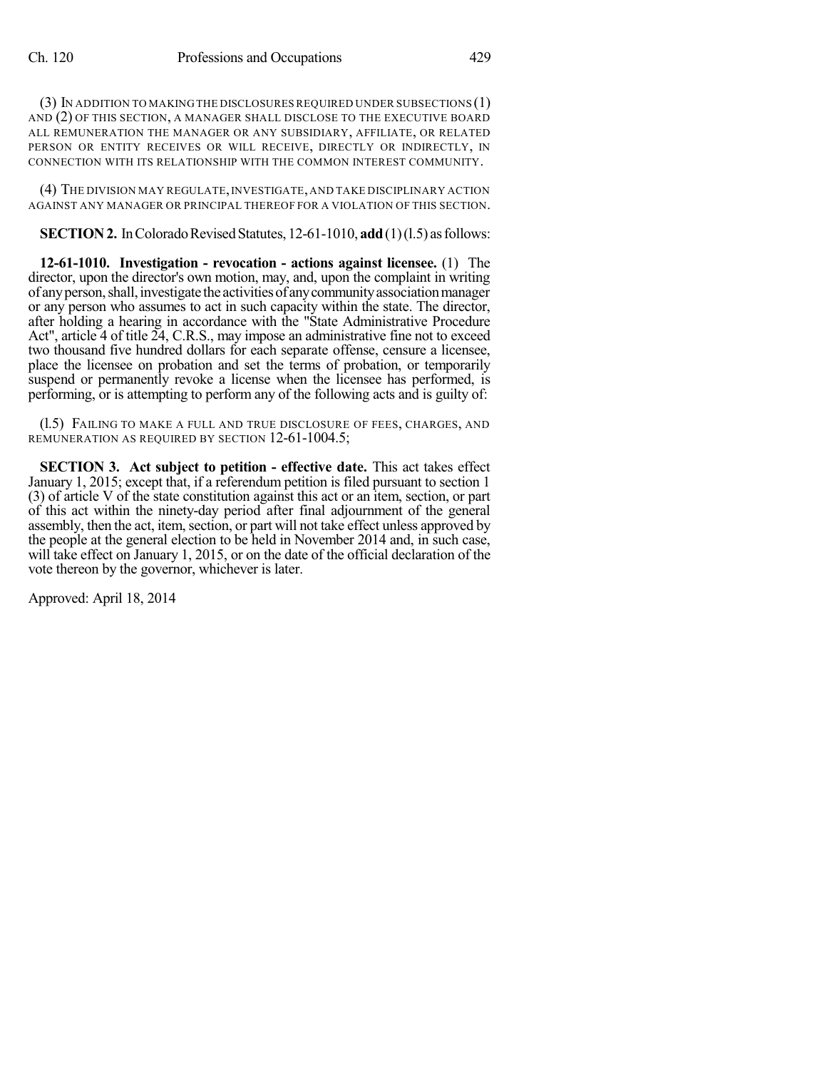(3) IN ADDITION TO MAKING THE DISCLOSURES REQUIRED UNDER SUBSECTIONS (1) AND (2) OF THIS SECTION, A MANAGER SHALL DISCLOSE TO THE EXECUTIVE BOARD ALL REMUNERATION THE MANAGER OR ANY SUBSIDIARY, AFFILIATE, OR RELATED PERSON OR ENTITY RECEIVES OR WILL RECEIVE, DIRECTLY OR INDIRECTLY, IN CONNECTION WITH ITS RELATIONSHIP WITH THE COMMON INTEREST COMMUNITY.

(4) THE DIVISION MAY REGULATE, INVESTIGATE, AND TAKE DISCIPLINARY ACTION AGAINST ANY MANAGER OR PRINCIPAL THEREOF FOR A VIOLATION OF THIS SECTION.

**SECTION 2.** In Colorado Revised Statutes, 12-61-1010, **add** (1) (l.5) as follows:

**12-61-1010. Investigation - revocation - actions against licensee.** (1) The director, upon the director's own motion, may, and, upon the complaint in writing of any person, shall, investigate the activities of any community association manager or any person who assumes to act in such capacity within the state. The director, after holding a hearing in accordance with the "State Administrative Procedure Act", article 4 of title 24, C.R.S., may impose an administrative fine not to exceed two thousand five hundred dollars for each separate offense, censure a licensee, place the licensee on probation and set the terms of probation, or temporarily suspend or permanently revoke a license when the licensee has performed, is performing, or is attempting to perform any of the following acts and is guilty of:

(l.5) FAILING TO MAKE A FULL AND TRUE DISCLOSURE OF FEES, CHARGES, AND REMUNERATION AS REQUIRED BY SECTION 12-61-1004.5;

**SECTION 3. Act subject to petition - effective date.** This act takes effect January 1, 2015; except that, if a referendum petition is filed pursuant to section 1 (3) of article V of the state constitution against this act or an item, section, or part of this act within the ninety-day period after final adjournment of the general assembly, then the act, item, section, or part will not take effect unless approved by the people at the general election to be held in November 2014 and, in such case, will take effect on January 1, 2015, or on the date of the official declaration of the vote thereon by the governor, whichever is later.

Approved: April 18, 2014